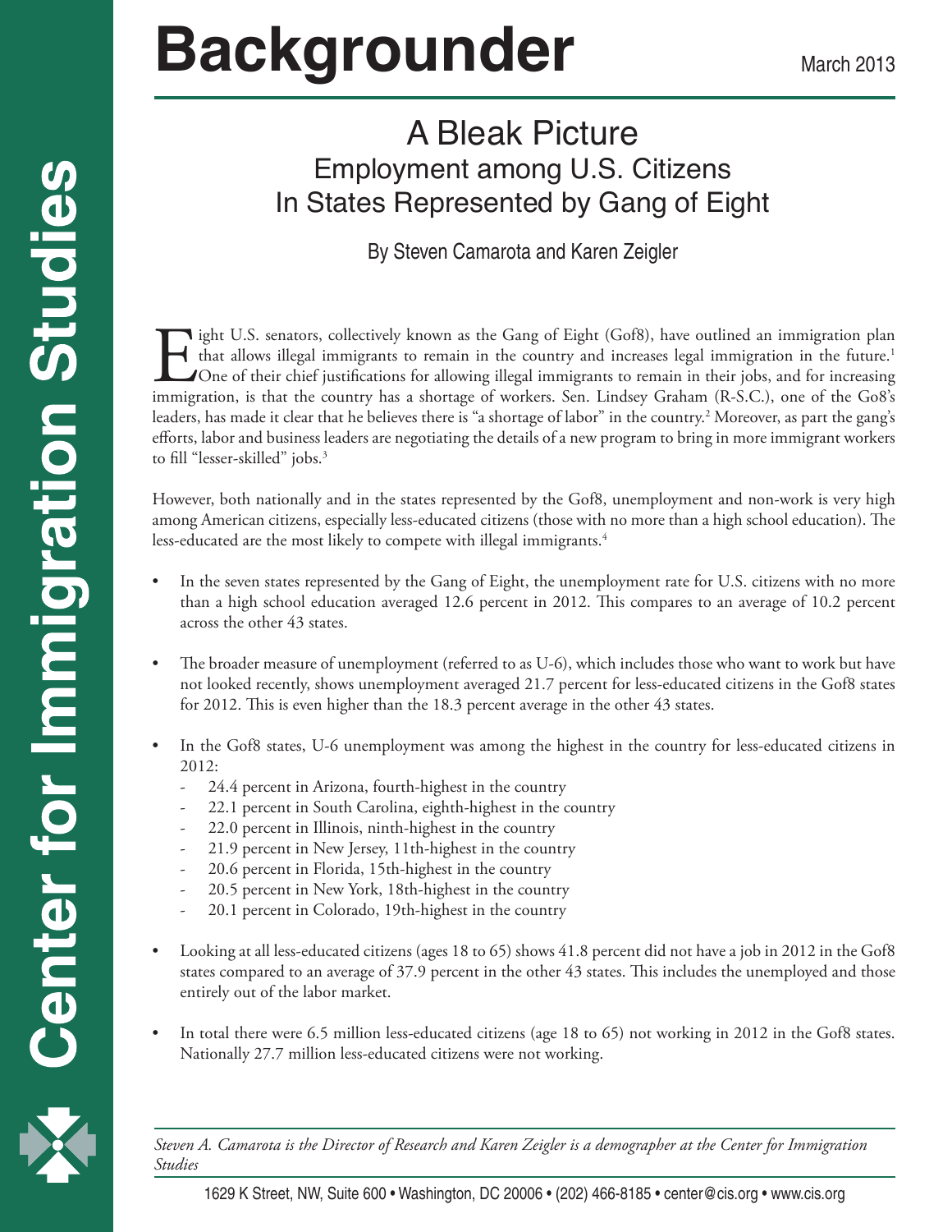# Backgrounder

March 2013

## A Bleak Picture
### Employment among U.S. Citizens In States Represented by Gang of Eight

By Steven Camarota and Karen Zeigler

Eight U.S. senators, collectively known as the Gang of Eight (Gof8), have outlined an immigration plan that allows illegal immigrants to remain in the country and increases legal immigration in the future.[1] One of their chief justifications for allowing illegal immigrants to remain in their jobs, and for increasing immigration, is that the country has a shortage of workers. Sen. Lindsey Graham (R-S.C.), one of the Go8's leaders, has made it clear that he believes there is "a shortage of labor" in the country.[2] Moreover, as part the gang's efforts, labor and business leaders are negotiating the details of a new program to bring in more immigrant workers to fill "lesser-skilled" jobs.[3]

However, both nationally and in the states represented by the Gof8, unemployment and non-work is very high among American citizens, especially less-educated citizens (those with no more than a high school education). The less-educated are the most likely to compete with illegal immigrants.[4]

- In the seven states represented by the Gang of Eight, the unemployment rate for U.S. citizens with no more than a high school education averaged 12.6 percent in 2012. This compares to an average of 10.2 percent across the other 43 states.
- The broader measure of unemployment (referred to as U-6), which includes those who want to work but have not looked recently, shows unemployment averaged 21.7 percent for less-educated citizens in the Gof8 states for 2012. This is even higher than the 18.3 percent average in the other 43 states.
- In the Gof8 states, U-6 unemployment was among the highest in the country for less-educated citizens in 2012:
  - 24.4 percent in Arizona, fourth-highest in the country
  - 22.1 percent in South Carolina, eighth-highest in the country
  - 22.0 percent in Illinois, ninth-highest in the country
  - 21.9 percent in New Jersey, 11th-highest in the country
  - 20.6 percent in Florida, 15th-highest in the country
  - 20.5 percent in New York, 18th-highest in the country
  - 20.1 percent in Colorado, 19th-highest in the country
- Looking at all less-educated citizens (ages 18 to 65) shows 41.8 percent did not have a job in 2012 in the Gof8 states compared to an average of 37.9 percent in the other 43 states. This includes the unemployed and those entirely out of the labor market.
- In total there were 6.5 million less-educated citizens (age 18 to 65) not working in 2012 in the Gof8 states. Nationally 27.7 million less-educated citizens were not working.

*Steven A. Camarota is the Director of Research and Karen Zeigler is a demographer at the Center for Immigration Studies*

1629 K Street, NW, Suite 600 • Washington, DC 20006 • (202) 466-8185 • center@cis.org • www.cis.org

Center for Immigration Studies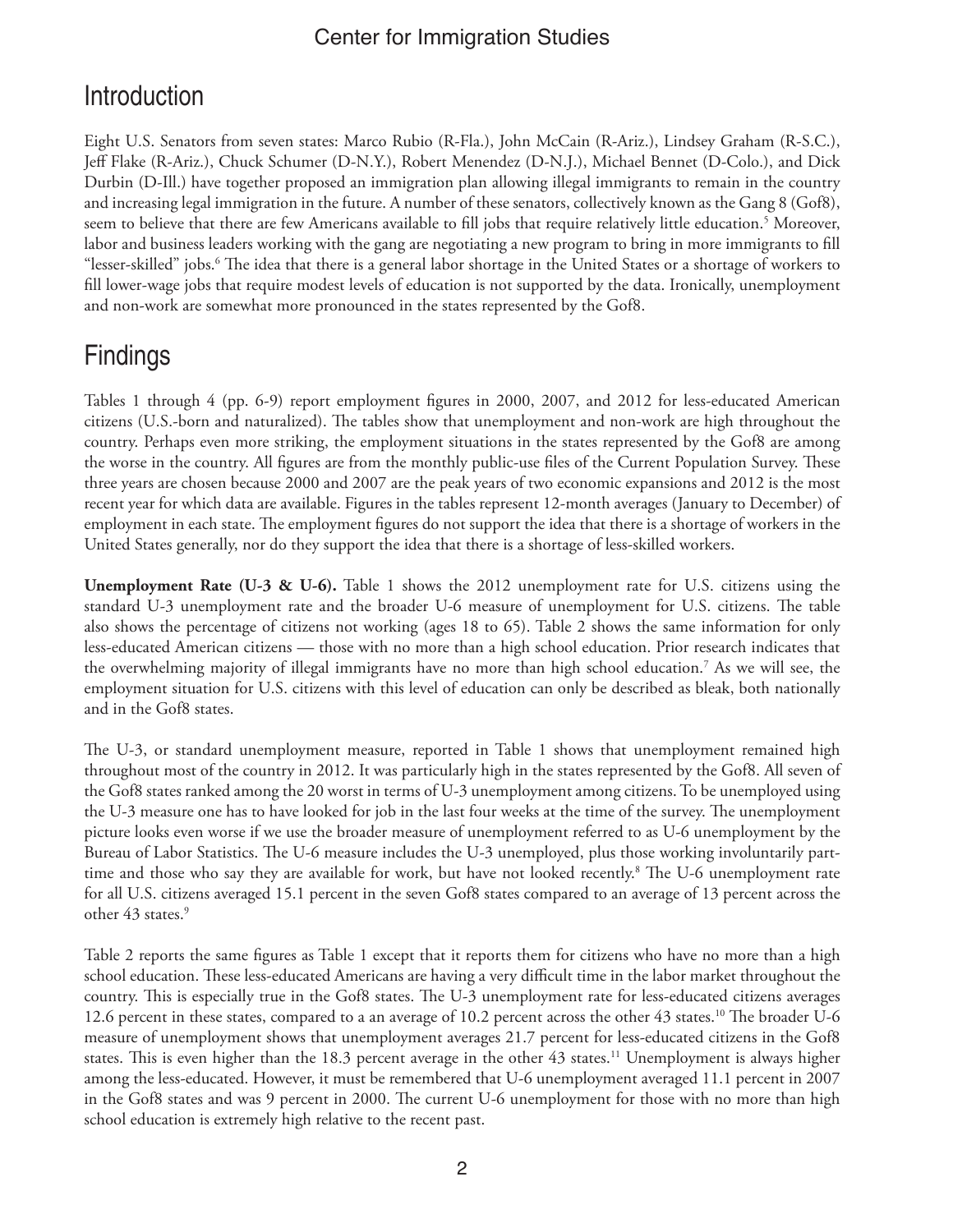## Introduction

Eight U.S. Senators from seven states: Marco Rubio (R-Fla.), John McCain (R-Ariz.), Lindsey Graham (R-S.C.), Jeff Flake (R-Ariz.), Chuck Schumer (D-N.Y.), Robert Menendez (D-N.J.), Michael Bennet (D-Colo.), and Dick Durbin (D-Ill.) have together proposed an immigration plan allowing illegal immigrants to remain in the country and increasing legal immigration in the future. A number of these senators, collectively known as the Gang 8 (Gof8), seem to believe that there are few Americans available to fill jobs that require relatively little education.[5] Moreover, labor and business leaders working with the gang are negotiating a new program to bring in more immigrants to fill "lesser-skilled" jobs.[6] The idea that there is a general labor shortage in the United States or a shortage of workers to fill lower-wage jobs that require modest levels of education is not supported by the data. Ironically, unemployment and non-work are somewhat more pronounced in the states represented by the Gof8.

## Findings

Tables 1 through 4 (pp. 6-9) report employment figures in 2000, 2007, and 2012 for less-educated American citizens (U.S.-born and naturalized). The tables show that unemployment and non-work are high throughout the country. Perhaps even more striking, the employment situations in the states represented by the Gof8 are among the worse in the country. All figures are from the monthly public-use files of the Current Population Survey. These three years are chosen because 2000 and 2007 are the peak years of two economic expansions and 2012 is the most recent year for which data are available. Figures in the tables represent 12-month averages (January to December) of employment in each state. The employment figures do not support the idea that there is a shortage of workers in the United States generally, nor do they support the idea that there is a shortage of less-skilled workers.

**Unemployment Rate (U-3 & U-6).** Table 1 shows the 2012 unemployment rate for U.S. citizens using the standard U-3 unemployment rate and the broader U-6 measure of unemployment for U.S. citizens. The table also shows the percentage of citizens not working (ages 18 to 65). Table 2 shows the same information for only less-educated American citizens — those with no more than a high school education. Prior research indicates that the overwhelming majority of illegal immigrants have no more than high school education.[7] As we will see, the employment situation for U.S. citizens with this level of education can only be described as bleak, both nationally and in the Gof8 states.

The U-3, or standard unemployment measure, reported in Table 1 shows that unemployment remained high throughout most of the country in 2012. It was particularly high in the states represented by the Gof8. All seven of the Gof8 states ranked among the 20 worst in terms of U-3 unemployment among citizens. To be unemployed using the U-3 measure one has to have looked for job in the last four weeks at the time of the survey. The unemployment picture looks even worse if we use the broader measure of unemployment referred to as U-6 unemployment by the Bureau of Labor Statistics. The U-6 measure includes the U-3 unemployed, plus those working involuntarily part-time and those who say they are available for work, but have not looked recently.[8] The U-6 unemployment rate for all U.S. citizens averaged 15.1 percent in the seven Gof8 states compared to an average of 13 percent across the other 43 states.[9]

Table 2 reports the same figures as Table 1 except that it reports them for citizens who have no more than a high school education. These less-educated Americans are having a very difficult time in the labor market throughout the country. This is especially true in the Gof8 states. The U-3 unemployment rate for less-educated citizens averages 12.6 percent in these states, compared to a an average of 10.2 percent across the other 43 states.[10] The broader U-6 measure of unemployment shows that unemployment averages 21.7 percent for less-educated citizens in the Gof8 states. This is even higher than the 18.3 percent average in the other 43 states.[11] Unemployment is always higher among the less-educated. However, it must be remembered that U-6 unemployment averaged 11.1 percent in 2007 in the Gof8 states and was 9 percent in 2000. The current U-6 unemployment for those with no more than high school education is extremely high relative to the recent past.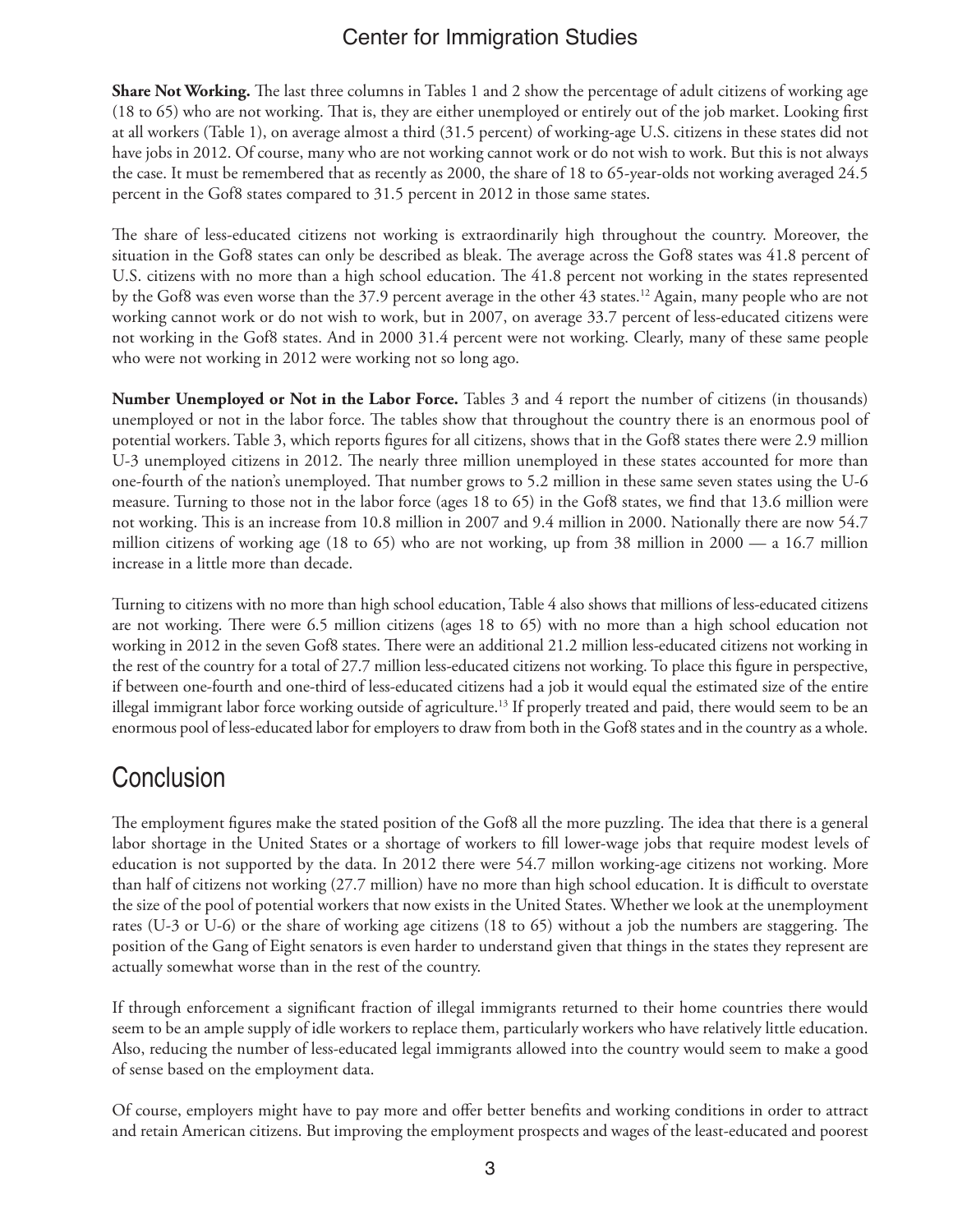**Share Not Working.** The last three columns in Tables 1 and 2 show the percentage of adult citizens of working age (18 to 65) who are not working. That is, they are either unemployed or entirely out of the job market. Looking first at all workers (Table 1), on average almost a third (31.5 percent) of working-age U.S. citizens in these states did not have jobs in 2012. Of course, many who are not working cannot work or do not wish to work. But this is not always the case. It must be remembered that as recently as 2000, the share of 18 to 65-year-olds not working averaged 24.5 percent in the Gof8 states compared to 31.5 percent in 2012 in those same states.

The share of less-educated citizens not working is extraordinarily high throughout the country. Moreover, the situation in the Gof8 states can only be described as bleak. The average across the Gof8 states was 41.8 percent of U.S. citizens with no more than a high school education. The 41.8 percent not working in the states represented by the Gof8 was even worse than the 37.9 percent average in the other 43 states.[12] Again, many people who are not working cannot work or do not wish to work, but in 2007, on average 33.7 percent of less-educated citizens were not working in the Gof8 states. And in 2000 31.4 percent were not working. Clearly, many of these same people who were not working in 2012 were working not so long ago.

**Number Unemployed or Not in the Labor Force.** Tables 3 and 4 report the number of citizens (in thousands) unemployed or not in the labor force. The tables show that throughout the country there is an enormous pool of potential workers. Table 3, which reports figures for all citizens, shows that in the Gof8 states there were 2.9 million U-3 unemployed citizens in 2012. The nearly three million unemployed in these states accounted for more than one-fourth of the nation's unemployed. That number grows to 5.2 million in these same seven states using the U-6 measure. Turning to those not in the labor force (ages 18 to 65) in the Gof8 states, we find that 13.6 million were not working. This is an increase from 10.8 million in 2007 and 9.4 million in 2000. Nationally there are now 54.7 million citizens of working age (18 to 65) who are not working, up from 38 million in 2000 — a 16.7 million increase in a little more than decade.

Turning to citizens with no more than high school education, Table 4 also shows that millions of less-educated citizens are not working. There were 6.5 million citizens (ages 18 to 65) with no more than a high school education not working in 2012 in the seven Gof8 states. There were an additional 21.2 million less-educated citizens not working in the rest of the country for a total of 27.7 million less-educated citizens not working. To place this figure in perspective, if between one-fourth and one-third of less-educated citizens had a job it would equal the estimated size of the entire illegal immigrant labor force working outside of agriculture.[13] If properly treated and paid, there would seem to be an enormous pool of less-educated labor for employers to draw from both in the Gof8 states and in the country as a whole.

## Conclusion

The employment figures make the stated position of the Gof8 all the more puzzling. The idea that there is a general labor shortage in the United States or a shortage of workers to fill lower-wage jobs that require modest levels of education is not supported by the data. In 2012 there were 54.7 millon working-age citizens not working. More than half of citizens not working (27.7 million) have no more than high school education. It is difficult to overstate the size of the pool of potential workers that now exists in the United States. Whether we look at the unemployment rates (U-3 or U-6) or the share of working age citizens (18 to 65) without a job the numbers are staggering. The position of the Gang of Eight senators is even harder to understand given that things in the states they represent are actually somewhat worse than in the rest of the country.

If through enforcement a significant fraction of illegal immigrants returned to their home countries there would seem to be an ample supply of idle workers to replace them, particularly workers who have relatively little education. Also, reducing the number of less-educated legal immigrants allowed into the country would seem to make a good of sense based on the employment data.

Of course, employers might have to pay more and offer better benefits and working conditions in order to attract and retain American citizens. But improving the employment prospects and wages of the least-educated and poorest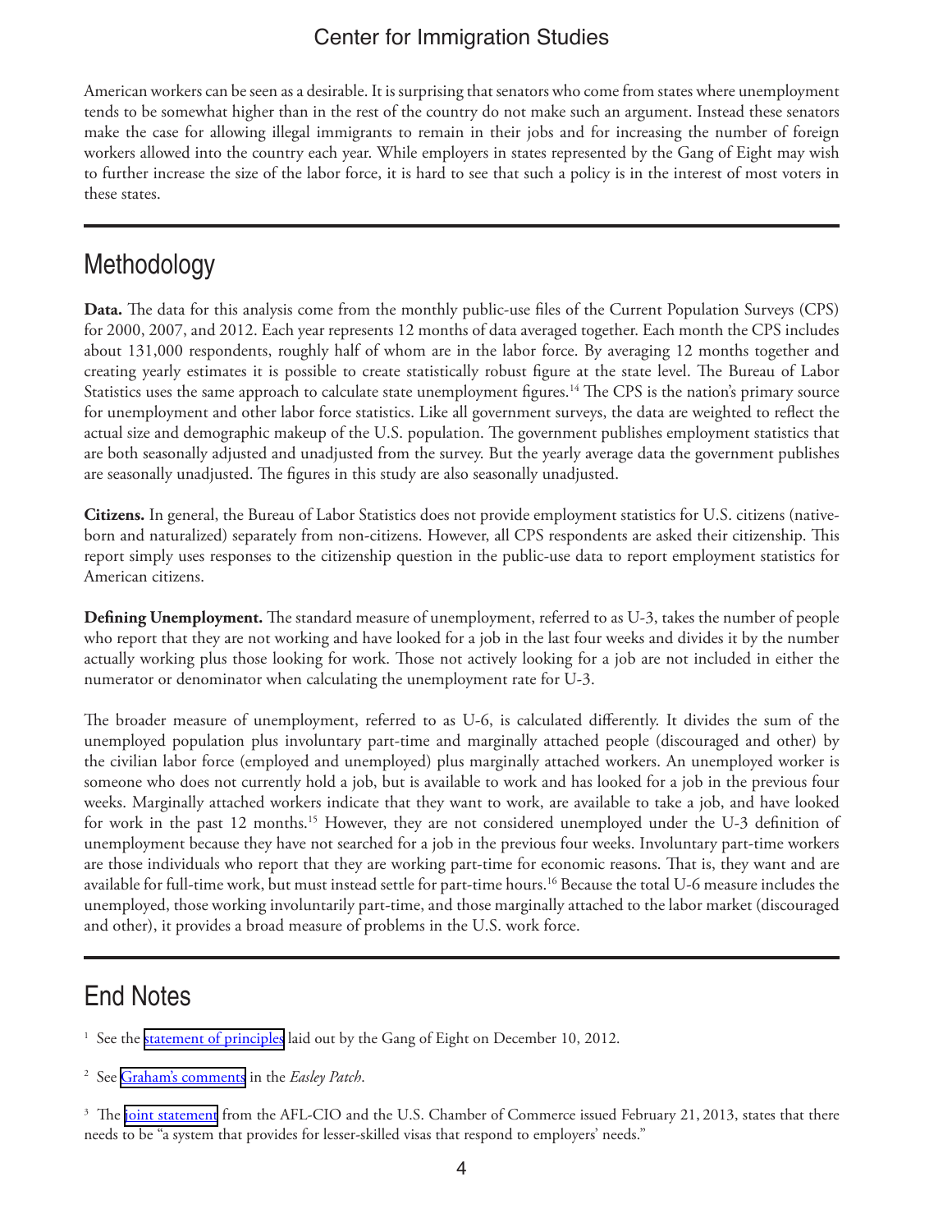American workers can be seen as a desirable. It is surprising that senators who come from states where unemployment tends to be somewhat higher than in the rest of the country do not make such an argument. Instead these senators make the case for allowing illegal immigrants to remain in their jobs and for increasing the number of foreign workers allowed into the country each year. While employers in states represented by the Gang of Eight may wish to further increase the size of the labor force, it is hard to see that such a policy is in the interest of most voters in these states.

## Methodology

**Data.** The data for this analysis come from the monthly public-use files of the Current Population Surveys (CPS) for 2000, 2007, and 2012. Each year represents 12 months of data averaged together. Each month the CPS includes about 131,000 respondents, roughly half of whom are in the labor force. By averaging 12 months together and creating yearly estimates it is possible to create statistically robust figure at the state level. The Bureau of Labor Statistics uses the same approach to calculate state unemployment figures.[14] The CPS is the nation's primary source for unemployment and other labor force statistics. Like all government surveys, the data are weighted to reflect the actual size and demographic makeup of the U.S. population. The government publishes employment statistics that are both seasonally adjusted and unadjusted from the survey. But the yearly average data the government publishes are seasonally unadjusted. The figures in this study are also seasonally unadjusted.

**Citizens.** In general, the Bureau of Labor Statistics does not provide employment statistics for U.S. citizens (native-born and naturalized) separately from non-citizens. However, all CPS respondents are asked their citizenship. This report simply uses responses to the citizenship question in the public-use data to report employment statistics for American citizens.

**Defining Unemployment.** The standard measure of unemployment, referred to as U-3, takes the number of people who report that they are not working and have looked for a job in the last four weeks and divides it by the number actually working plus those looking for work. Those not actively looking for a job are not included in either the numerator or denominator when calculating the unemployment rate for U-3.

The broader measure of unemployment, referred to as U-6, is calculated differently. It divides the sum of the unemployed population plus involuntary part-time and marginally attached people (discouraged and other) by the civilian labor force (employed and unemployed) plus marginally attached workers. An unemployed worker is someone who does not currently hold a job, but is available to work and has looked for a job in the previous four weeks. Marginally attached workers indicate that they want to work, are available to take a job, and have looked for work in the past 12 months.[15] However, they are not considered unemployed under the U-3 definition of unemployment because they have not searched for a job in the previous four weeks. Involuntary part-time workers are those individuals who report that they are working part-time for economic reasons. That is, they want and are available for full-time work, but must instead settle for part-time hours.[16] Because the total U-6 measure includes the unemployed, those working involuntarily part-time, and those marginally attached to the labor market (discouraged and other), it provides a broad measure of problems in the U.S. work force.

## End Notes

[1] See the statement of principles laid out by the Gang of Eight on December 10, 2012.

[2] See Graham's comments in the *Easley Patch*.

[3] The joint statement from the AFL-CIO and the U.S. Chamber of Commerce issued February 21, 2013, states that there needs to be "a system that provides for lesser-skilled visas that respond to employers' needs."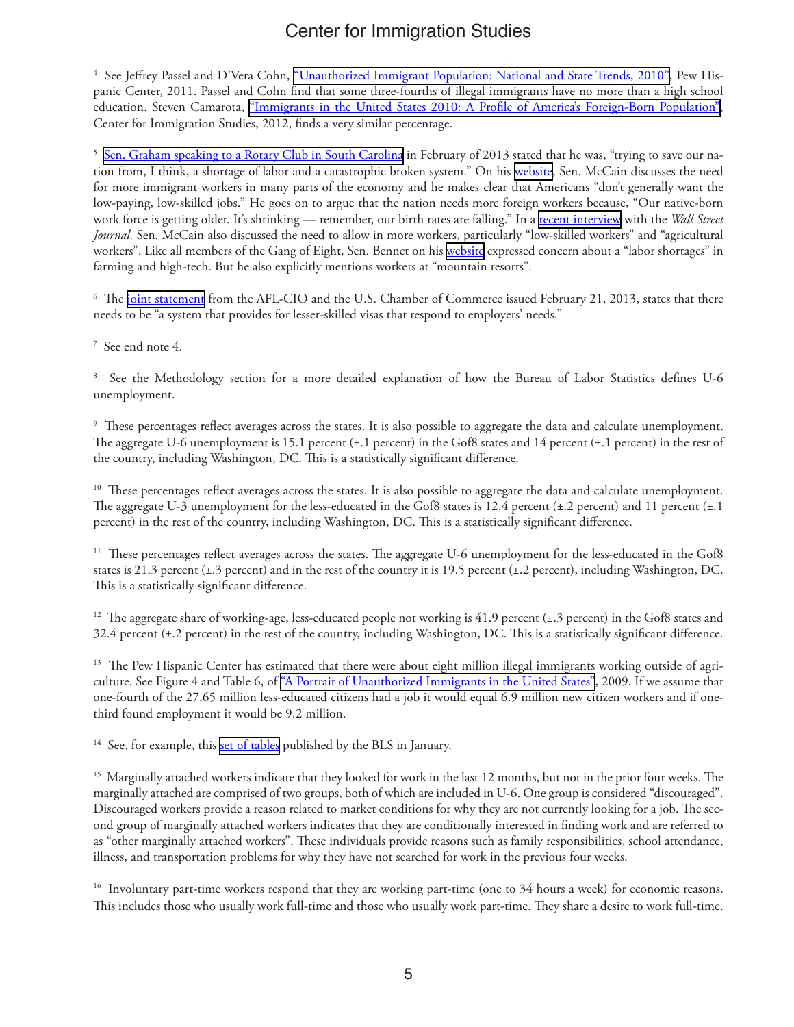[4] See Jeffrey Passel and D'Vera Cohn, "Unauthorized Immigrant Population: National and State Trends, 2010", Pew Hispanic Center, 2011. Passel and Cohn find that some three-fourths of illegal immigrants have no more than a high school education. Steven Camarota, "Immigrants in the United States 2010: A Profile of America's Foreign-Born Population", Center for Immigration Studies, 2012, finds a very similar percentage.

[5] Sen. Graham speaking to a Rotary Club in South Carolina in February of 2013 stated that he was, "trying to save our nation from, I think, a shortage of labor and a catastrophic broken system." On his website, Sen. McCain discusses the need for more immigrant workers in many parts of the economy and he makes clear that Americans "don't generally want the low-paying, low-skilled jobs." He goes on to argue that the nation needs more foreign workers because, "Our native-born work force is getting older. It's shrinking — remember, our birth rates are falling." In a recent interview with the *Wall Street Journal,* Sen. McCain also discussed the need to allow in more workers, particularly "low-skilled workers" and "agricultural workers". Like all members of the Gang of Eight, Sen. Bennet on his website expressed concern about a "labor shortages" in farming and high-tech. But he also explicitly mentions workers at "mountain resorts".

[6] The joint statement from the AFL-CIO and the U.S. Chamber of Commerce issued February 21, 2013, states that there needs to be "a system that provides for lesser-skilled visas that respond to employers' needs."

[7] See end note 4.

[8] See the Methodology section for a more detailed explanation of how the Bureau of Labor Statistics defines U-6 unemployment.

[9] These percentages reflect averages across the states. It is also possible to aggregate the data and calculate unemployment. The aggregate U-6 unemployment is 15.1 percent (±.1 percent) in the Gof8 states and 14 percent (±.1 percent) in the rest of the country, including Washington, DC. This is a statistically significant difference.

[10] These percentages reflect averages across the states. It is also possible to aggregate the data and calculate unemployment. The aggregate U-3 unemployment for the less-educated in the Gof8 states is 12.4 percent (±.2 percent) and 11 percent (±.1 percent) in the rest of the country, including Washington, DC. This is a statistically significant difference.

[11] These percentages reflect averages across the states. The aggregate U-6 unemployment for the less-educated in the Gof8 states is 21.3 percent (±.3 percent) and in the rest of the country it is 19.5 percent (±.2 percent), including Washington, DC. This is a statistically significant difference.

[12] The aggregate share of working-age, less-educated people not working is 41.9 percent (±.3 percent) in the Gof8 states and 32.4 percent (±.2 percent) in the rest of the country, including Washington, DC. This is a statistically significant difference.

[13] The Pew Hispanic Center has estimated that there were about eight million illegal immigrants working outside of agriculture. See Figure 4 and Table 6, of "A Portrait of Unauthorized Immigrants in the United States", 2009. If we assume that one-fourth of the 27.65 million less-educated citizens had a job it would equal 6.9 million new citizen workers and if one-third found employment it would be 9.2 million.

[14] See, for example, this set of tables published by the BLS in January.

[15] Marginally attached workers indicate that they looked for work in the last 12 months, but not in the prior four weeks. The marginally attached are comprised of two groups, both of which are included in U-6. One group is considered "discouraged". Discouraged workers provide a reason related to market conditions for why they are not currently looking for a job. The second group of marginally attached workers indicates that they are conditionally interested in finding work and are referred to as "other marginally attached workers". These individuals provide reasons such as family responsibilities, school attendance, illness, and transportation problems for why they have not searched for work in the previous four weeks.

[16] Involuntary part-time workers respond that they are working part-time (one to 34 hours a week) for economic reasons. This includes those who usually work full-time and those who usually work part-time. They share a desire to work full-time.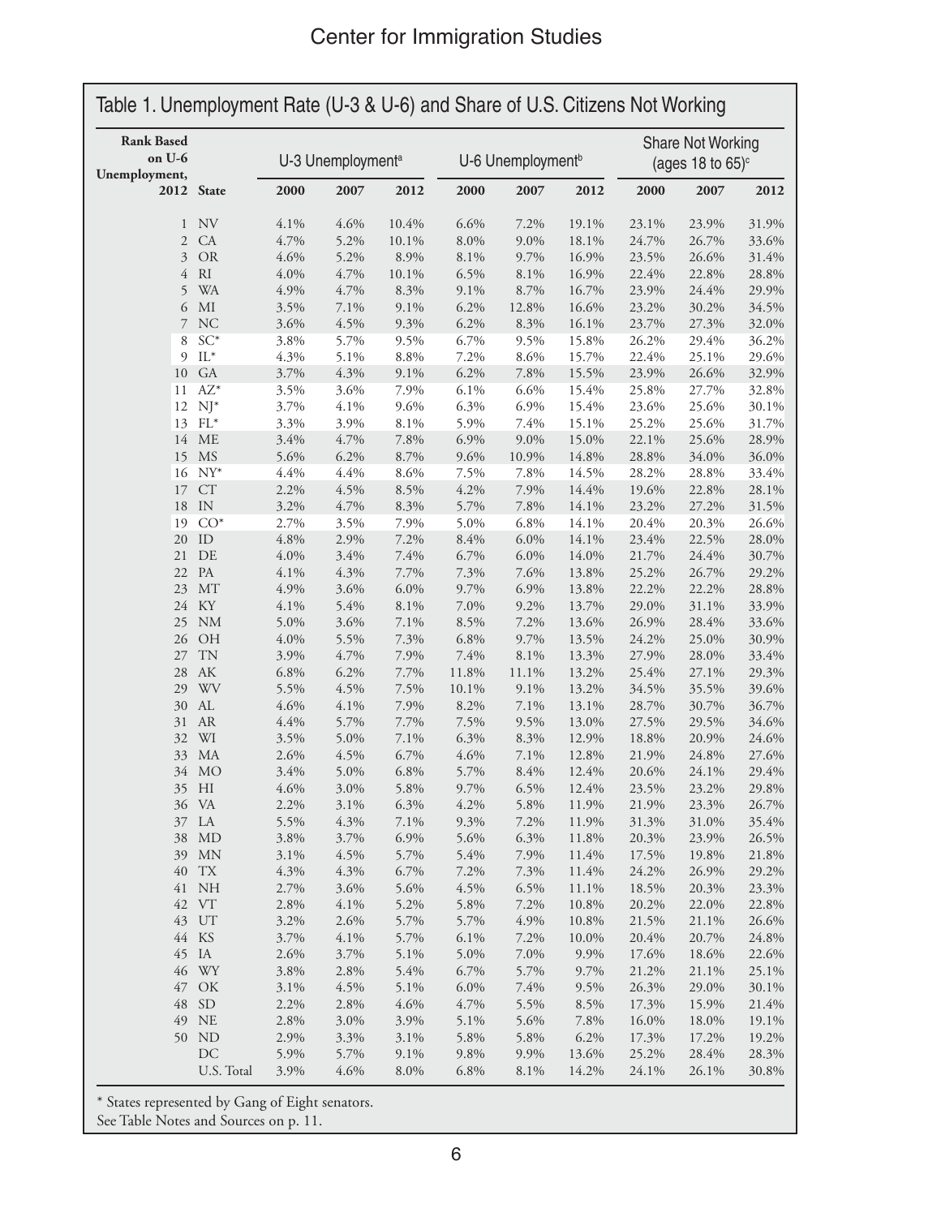## Table 1. Unemployment Rate (U-3 & U-6) and Share of U.S. Citizens Not Working

| Rank Based on U-6 Unemployment, 2012 | State | U-3 Unemployment[a] | | | U-6 Unemployment[b] | | | Share Not Working (ages 18 to 65)[c] | | |
|---|---|---|---|---|---|---|---|---|---|---|
| | | 2000 | 2007 | 2012 | 2000 | 2007 | 2012 | 2000 | 2007 | 2012 |
| 1 | NV | 4.1% | 4.6% | 10.4% | 6.6% | 7.2% | 19.1% | 23.1% | 23.9% | 31.9% |
| 2 | CA | 4.7% | 5.2% | 10.1% | 8.0% | 9.0% | 18.1% | 24.7% | 26.7% | 33.6% |
| 3 | OR | 4.6% | 5.2% | 8.9% | 8.1% | 9.7% | 16.9% | 23.5% | 26.6% | 31.4% |
| 4 | RI | 4.0% | 4.7% | 10.1% | 6.5% | 8.1% | 16.9% | 22.4% | 22.8% | 28.8% |
| 5 | WA | 4.9% | 4.7% | 8.3% | 9.1% | 8.7% | 16.7% | 23.9% | 24.4% | 29.9% |
| 6 | MI | 3.5% | 7.1% | 9.1% | 6.2% | 12.8% | 16.6% | 23.2% | 30.2% | 34.5% |
| 7 | NC | 3.6% | 4.5% | 9.3% | 6.2% | 8.3% | 16.1% | 23.7% | 27.3% | 32.0% |
| 8 | SC* | 3.8% | 5.7% | 9.5% | 6.7% | 9.5% | 15.8% | 26.2% | 29.4% | 36.2% |
| 9 | IL* | 4.3% | 5.1% | 8.8% | 7.2% | 8.6% | 15.7% | 22.4% | 25.1% | 29.6% |
| 10 | GA | 3.7% | 4.3% | 9.1% | 6.2% | 7.8% | 15.5% | 23.9% | 26.6% | 32.9% |
| 11 | AZ* | 3.5% | 3.6% | 7.9% | 6.1% | 6.6% | 15.4% | 25.8% | 27.7% | 32.8% |
| 12 | NJ* | 3.7% | 4.1% | 9.6% | 6.3% | 6.9% | 15.4% | 23.6% | 25.6% | 30.1% |
| 13 | FL* | 3.3% | 3.9% | 8.1% | 5.9% | 7.4% | 15.1% | 25.2% | 25.6% | 31.7% |
| 14 | ME | 3.4% | 4.7% | 7.8% | 6.9% | 9.0% | 15.0% | 22.1% | 25.6% | 28.9% |
| 15 | MS | 5.6% | 6.2% | 8.7% | 9.6% | 10.9% | 14.8% | 28.8% | 34.0% | 36.0% |
| 16 | NY* | 4.4% | 4.4% | 8.6% | 7.5% | 7.8% | 14.5% | 28.2% | 28.8% | 33.4% |
| 17 | CT | 2.2% | 4.5% | 8.5% | 4.2% | 7.9% | 14.4% | 19.6% | 22.8% | 28.1% |
| 18 | IN | 3.2% | 4.7% | 8.3% | 5.7% | 7.8% | 14.1% | 23.2% | 27.2% | 31.5% |
| 19 | CO* | 2.7% | 3.5% | 7.9% | 5.0% | 6.8% | 14.1% | 20.4% | 20.3% | 26.6% |
| 20 | ID | 4.8% | 2.9% | 7.2% | 8.4% | 6.0% | 14.1% | 23.4% | 22.5% | 28.0% |
| 21 | DE | 4.0% | 3.4% | 7.4% | 6.7% | 6.0% | 14.0% | 21.7% | 24.4% | 30.7% |
| 22 | PA | 4.1% | 4.3% | 7.7% | 7.3% | 7.6% | 13.8% | 25.2% | 26.7% | 29.2% |
| 23 | MT | 4.9% | 3.6% | 6.0% | 9.7% | 6.9% | 13.8% | 22.2% | 22.2% | 28.8% |
| 24 | KY | 4.1% | 5.4% | 8.1% | 7.0% | 9.2% | 13.7% | 29.0% | 31.1% | 33.9% |
| 25 | NM | 5.0% | 3.6% | 7.1% | 8.5% | 7.2% | 13.6% | 26.9% | 28.4% | 33.6% |
| 26 | OH | 4.0% | 5.5% | 7.3% | 6.8% | 9.7% | 13.5% | 24.2% | 25.0% | 30.9% |
| 27 | TN | 3.9% | 4.7% | 7.9% | 7.4% | 8.1% | 13.3% | 27.9% | 28.0% | 33.4% |
| 28 | AK | 6.8% | 6.2% | 7.7% | 11.8% | 11.1% | 13.2% | 25.4% | 27.1% | 29.3% |
| 29 | WV | 5.5% | 4.5% | 7.5% | 10.1% | 9.1% | 13.2% | 34.5% | 35.5% | 39.6% |
| 30 | AL | 4.6% | 4.1% | 7.9% | 8.2% | 7.1% | 13.1% | 28.7% | 30.7% | 36.7% |
| 31 | AR | 4.4% | 5.7% | 7.7% | 7.5% | 9.5% | 13.0% | 27.5% | 29.5% | 34.6% |
| 32 | WI | 3.5% | 5.0% | 7.1% | 6.3% | 8.3% | 12.9% | 18.8% | 20.9% | 24.6% |
| 33 | MA | 2.6% | 4.5% | 6.7% | 4.6% | 7.1% | 12.8% | 21.9% | 24.8% | 27.6% |
| 34 | MO | 3.4% | 5.0% | 6.8% | 5.7% | 8.4% | 12.4% | 20.6% | 24.1% | 29.4% |
| 35 | HI | 4.6% | 3.0% | 5.8% | 9.7% | 6.5% | 12.4% | 23.5% | 23.2% | 29.8% |
| 36 | VA | 2.2% | 3.1% | 6.3% | 4.2% | 5.8% | 11.9% | 21.9% | 23.3% | 26.7% |
| 37 | LA | 5.5% | 4.3% | 7.1% | 9.3% | 7.2% | 11.9% | 31.3% | 31.0% | 35.4% |
| 38 | MD | 3.8% | 3.7% | 6.9% | 5.6% | 6.3% | 11.8% | 20.3% | 23.9% | 26.5% |
| 39 | MN | 3.1% | 4.5% | 5.7% | 5.4% | 7.9% | 11.4% | 17.5% | 19.8% | 21.8% |
| 40 | TX | 4.3% | 4.3% | 6.7% | 7.2% | 7.3% | 11.4% | 24.2% | 26.9% | 29.2% |
| 41 | NH | 2.7% | 3.6% | 5.6% | 4.5% | 6.5% | 11.1% | 18.5% | 20.3% | 23.3% |
| 42 | VT | 2.8% | 4.1% | 5.2% | 5.8% | 7.2% | 10.8% | 20.2% | 22.0% | 22.8% |
| 43 | UT | 3.2% | 2.6% | 5.7% | 5.7% | 4.9% | 10.8% | 21.5% | 21.1% | 26.6% |
| 44 | KS | 3.7% | 4.1% | 5.7% | 6.1% | 7.2% | 10.0% | 20.4% | 20.7% | 24.8% |
| 45 | IA | 2.6% | 3.7% | 5.1% | 5.0% | 7.0% | 9.9% | 17.6% | 18.6% | 22.6% |
| 46 | WY | 3.8% | 2.8% | 5.4% | 6.7% | 5.7% | 9.7% | 21.2% | 21.1% | 25.1% |
| 47 | OK | 3.1% | 4.5% | 5.1% | 6.0% | 7.4% | 9.5% | 26.3% | 29.0% | 30.1% |
| 48 | SD | 2.2% | 2.8% | 4.6% | 4.7% | 5.5% | 8.5% | 17.3% | 15.9% | 21.4% |
| 49 | NE | 2.8% | 3.0% | 3.9% | 5.1% | 5.6% | 7.8% | 16.0% | 18.0% | 19.1% |
| 50 | ND | 2.9% | 3.3% | 3.1% | 5.8% | 5.8% | 6.2% | 17.3% | 17.2% | 19.2% |
| | DC | 5.9% | 5.7% | 9.1% | 9.8% | 9.9% | 13.6% | 25.2% | 28.4% | 28.3% |
| | U.S. Total | 3.9% | 4.6% | 8.0% | 6.8% | 8.1% | 14.2% | 24.1% | 26.1% | 30.8% |

\* States represented by Gang of Eight senators.

See Table Notes and Sources on p. 11.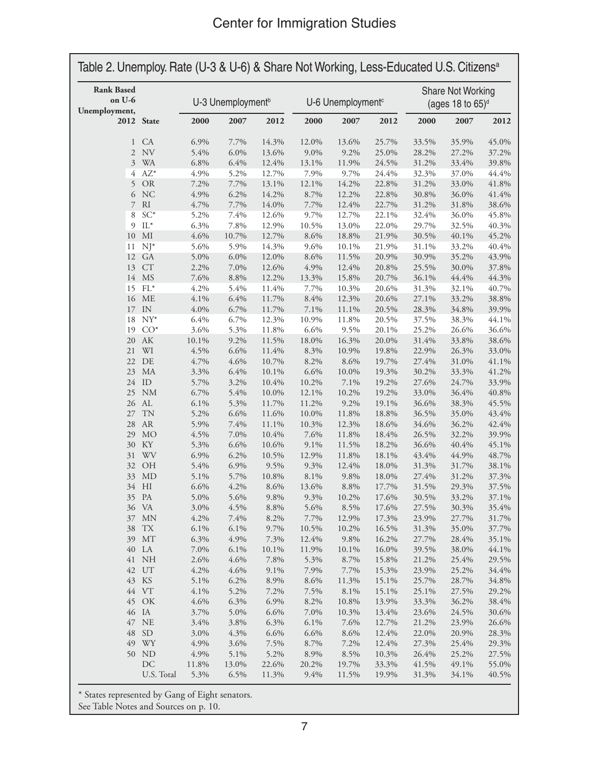## Table 2. Unemploy. Rate (U-3 & U-6) & Share Not Working, Less-Educated U.S. Citizens[a]

| Rank Based on U-6 Unemployment, 2012 | State | U-3 Unemployment[b] | | | U-6 Unemployment[c] | | | Share Not Working (ages 18 to 65)[d] | | |
|---|---|---|---|---|---|---|---|---|---|---|
| | | 2000 | 2007 | 2012 | 2000 | 2007 | 2012 | 2000 | 2007 | 2012 |
| 1 | CA | 6.9% | 7.7% | 14.3% | 12.0% | 13.6% | 25.7% | 33.5% | 35.9% | 45.0% |
| 2 | NV | 5.4% | 6.0% | 13.6% | 9.0% | 9.2% | 25.0% | 28.2% | 27.2% | 37.2% |
| 3 | WA | 6.8% | 6.4% | 12.4% | 13.1% | 11.9% | 24.5% | 31.2% | 33.4% | 39.8% |
| 4 | AZ* | 4.9% | 5.2% | 12.7% | 7.9% | 9.7% | 24.4% | 32.3% | 37.0% | 44.4% |
| 5 | OR | 7.2% | 7.7% | 13.1% | 12.1% | 14.2% | 22.8% | 31.2% | 33.0% | 41.8% |
| 6 | NC | 4.9% | 6.2% | 14.2% | 8.7% | 12.2% | 22.8% | 30.8% | 36.0% | 41.4% |
| 7 | RI | 4.7% | 7.7% | 14.0% | 7.7% | 12.4% | 22.7% | 31.2% | 31.8% | 38.6% |
| 8 | SC* | 5.2% | 7.4% | 12.6% | 9.7% | 12.7% | 22.1% | 32.4% | 36.0% | 45.8% |
| 9 | IL* | 6.3% | 7.8% | 12.9% | 10.5% | 13.0% | 22.0% | 29.7% | 32.5% | 40.3% |
| 10 | MI | 4.6% | 10.7% | 12.7% | 8.6% | 18.8% | 21.9% | 30.5% | 40.1% | 45.2% |
| 11 | NJ* | 5.6% | 5.9% | 14.3% | 9.6% | 10.1% | 21.9% | 31.1% | 33.2% | 40.4% |
| 12 | GA | 5.0% | 6.0% | 12.0% | 8.6% | 11.5% | 20.9% | 30.9% | 35.2% | 43.9% |
| 13 | CT | 2.2% | 7.0% | 12.6% | 4.9% | 12.4% | 20.8% | 25.5% | 30.0% | 37.8% |
| 14 | MS | 7.6% | 8.8% | 12.2% | 13.3% | 15.8% | 20.7% | 36.1% | 44.4% | 44.3% |
| 15 | FL* | 4.2% | 5.4% | 11.4% | 7.7% | 10.3% | 20.6% | 31.3% | 32.1% | 40.7% |
| 16 | ME | 4.1% | 6.4% | 11.7% | 8.4% | 12.3% | 20.6% | 27.1% | 33.2% | 38.8% |
| 17 | IN | 4.0% | 6.7% | 11.7% | 7.1% | 11.1% | 20.5% | 28.3% | 34.8% | 39.9% |
| 18 | NY* | 6.4% | 6.7% | 12.3% | 10.9% | 11.8% | 20.5% | 37.5% | 38.3% | 44.1% |
| 19 | CO* | 3.6% | 5.3% | 11.8% | 6.6% | 9.5% | 20.1% | 25.2% | 26.6% | 36.6% |
| 20 | AK | 10.1% | 9.2% | 11.5% | 18.0% | 16.3% | 20.0% | 31.4% | 33.8% | 38.6% |
| 21 | WI | 4.5% | 6.6% | 11.4% | 8.3% | 10.9% | 19.8% | 22.9% | 26.3% | 33.0% |
| 22 | DE | 4.7% | 4.6% | 10.7% | 8.2% | 8.6% | 19.7% | 27.4% | 31.0% | 41.1% |
| 23 | MA | 3.3% | 6.4% | 10.1% | 6.6% | 10.0% | 19.3% | 30.2% | 33.3% | 41.2% |
| 24 | ID | 5.7% | 3.2% | 10.4% | 10.2% | 7.1% | 19.2% | 27.6% | 24.7% | 33.9% |
| 25 | NM | 6.7% | 5.4% | 10.0% | 12.1% | 10.2% | 19.2% | 33.0% | 36.4% | 40.8% |
| 26 | AL | 6.1% | 5.3% | 11.7% | 11.2% | 9.2% | 19.1% | 36.6% | 38.3% | 45.5% |
| 27 | TN | 5.2% | 6.6% | 11.6% | 10.0% | 11.8% | 18.8% | 36.5% | 35.0% | 43.4% |
| 28 | AR | 5.9% | 7.4% | 11.1% | 10.3% | 12.3% | 18.6% | 34.6% | 36.2% | 42.4% |
| 29 | MO | 4.5% | 7.0% | 10.4% | 7.6% | 11.8% | 18.4% | 26.5% | 32.2% | 39.9% |
| 30 | KY | 5.3% | 6.6% | 10.6% | 9.1% | 11.5% | 18.2% | 36.6% | 40.4% | 45.1% |
| 31 | WV | 6.9% | 6.2% | 10.5% | 12.9% | 11.8% | 18.1% | 43.4% | 44.9% | 48.7% |
| 32 | OH | 5.4% | 6.9% | 9.5% | 9.3% | 12.4% | 18.0% | 31.3% | 31.7% | 38.1% |
| 33 | MD | 5.1% | 5.7% | 10.8% | 8.1% | 9.8% | 18.0% | 27.4% | 31.2% | 37.3% |
| 34 | HI | 6.6% | 4.2% | 8.6% | 13.6% | 8.8% | 17.7% | 31.5% | 29.3% | 37.5% |
| 35 | PA | 5.0% | 5.6% | 9.8% | 9.3% | 10.2% | 17.6% | 30.5% | 33.2% | 37.1% |
| 36 | VA | 3.0% | 4.5% | 8.8% | 5.6% | 8.5% | 17.6% | 27.5% | 30.3% | 35.4% |
| 37 | MN | 4.2% | 7.4% | 8.2% | 7.7% | 12.9% | 17.3% | 23.9% | 27.7% | 31.7% |
| 38 | TX | 6.1% | 6.1% | 9.7% | 10.5% | 10.2% | 16.5% | 31.3% | 35.0% | 37.7% |
| 39 | MT | 6.3% | 4.9% | 7.3% | 12.4% | 9.8% | 16.2% | 27.7% | 28.4% | 35.1% |
| 40 | LA | 7.0% | 6.1% | 10.1% | 11.9% | 10.1% | 16.0% | 39.5% | 38.0% | 44.1% |
| 41 | NH | 2.6% | 4.6% | 7.8% | 5.3% | 8.7% | 15.8% | 21.2% | 25.4% | 29.5% |
| 42 | UT | 4.2% | 4.6% | 9.1% | 7.9% | 7.7% | 15.3% | 23.9% | 25.2% | 34.4% |
| 43 | KS | 5.1% | 6.2% | 8.9% | 8.6% | 11.3% | 15.1% | 25.7% | 28.7% | 34.8% |
| 44 | VT | 4.1% | 5.2% | 7.2% | 7.5% | 8.1% | 15.1% | 25.1% | 27.5% | 29.2% |
| 45 | OK | 4.6% | 6.3% | 6.9% | 8.2% | 10.8% | 13.9% | 33.3% | 36.2% | 38.4% |
| 46 | IA | 3.7% | 5.0% | 6.6% | 7.0% | 10.3% | 13.4% | 23.6% | 24.5% | 30.6% |
| 47 | NE | 3.4% | 3.8% | 6.3% | 6.1% | 7.6% | 12.7% | 21.2% | 23.9% | 26.6% |
| 48 | SD | 3.0% | 4.3% | 6.6% | 6.6% | 8.6% | 12.4% | 22.0% | 20.9% | 28.3% |
| 49 | WY | 4.9% | 3.6% | 7.5% | 8.7% | 7.2% | 12.4% | 27.3% | 25.4% | 29.3% |
| 50 | ND | 4.9% | 5.1% | 5.2% | 8.9% | 8.5% | 10.3% | 26.4% | 25.2% | 27.5% |
| | DC | 11.8% | 13.0% | 22.6% | 20.2% | 19.7% | 33.3% | 41.5% | 49.1% | 55.0% |
| | U.S. Total | 5.3% | 6.5% | 11.3% | 9.4% | 11.5% | 19.9% | 31.3% | 34.1% | 40.5% |

\* States represented by Gang of Eight senators.

See Table Notes and Sources on p. 10.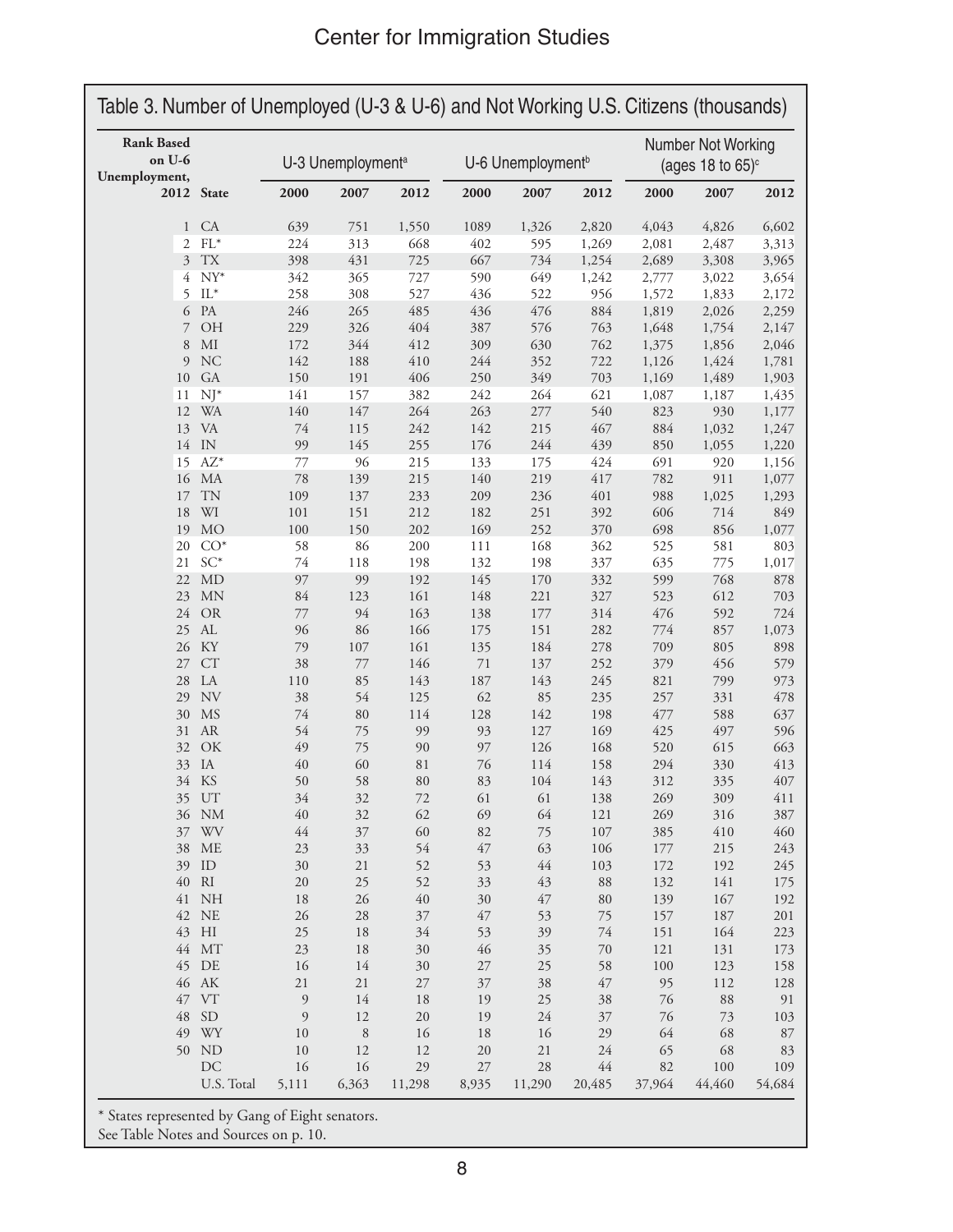## Table 3. Number of Unemployed (U-3 & U-6) and Not Working U.S. Citizens (thousands)

| Rank Based on U-6 Unemployment, 2012 | State | U-3 Unemployment[a] | | | U-6 Unemployment[b] | | | Number Not Working (ages 18 to 65)[c] | | |
|---|---|---|---|---|---|---|---|---|---|---|
| | | 2000 | 2007 | 2012 | 2000 | 2007 | 2012 | 2000 | 2007 | 2012 |
| 1 | CA | 639 | 751 | 1,550 | 1089 | 1,326 | 2,820 | 4,043 | 4,826 | 6,602 |
| 2 | FL* | 224 | 313 | 668 | 402 | 595 | 1,269 | 2,081 | 2,487 | 3,313 |
| 3 | TX | 398 | 431 | 725 | 667 | 734 | 1,254 | 2,689 | 3,308 | 3,965 |
| 4 | NY* | 342 | 365 | 727 | 590 | 649 | 1,242 | 2,777 | 3,022 | 3,654 |
| 5 | IL* | 258 | 308 | 527 | 436 | 522 | 956 | 1,572 | 1,833 | 2,172 |
| 6 | PA | 246 | 265 | 485 | 436 | 476 | 884 | 1,819 | 2,026 | 2,259 |
| 7 | OH | 229 | 326 | 404 | 387 | 576 | 763 | 1,648 | 1,754 | 2,147 |
| 8 | MI | 172 | 344 | 412 | 309 | 630 | 762 | 1,375 | 1,856 | 2,046 |
| 9 | NC | 142 | 188 | 410 | 244 | 352 | 722 | 1,126 | 1,424 | 1,781 |
| 10 | GA | 150 | 191 | 406 | 250 | 349 | 703 | 1,169 | 1,489 | 1,903 |
| 11 | NJ* | 141 | 157 | 382 | 242 | 264 | 621 | 1,087 | 1,187 | 1,435 |
| 12 | WA | 140 | 147 | 264 | 263 | 277 | 540 | 823 | 930 | 1,177 |
| 13 | VA | 74 | 115 | 242 | 142 | 215 | 467 | 884 | 1,032 | 1,247 |
| 14 | IN | 99 | 145 | 255 | 176 | 244 | 439 | 850 | 1,055 | 1,220 |
| 15 | AZ* | 77 | 96 | 215 | 133 | 175 | 424 | 691 | 920 | 1,156 |
| 16 | MA | 78 | 139 | 215 | 140 | 219 | 417 | 782 | 911 | 1,077 |
| 17 | TN | 109 | 137 | 233 | 209 | 236 | 401 | 988 | 1,025 | 1,293 |
| 18 | WI | 101 | 151 | 212 | 182 | 251 | 392 | 606 | 714 | 849 |
| 19 | MO | 100 | 150 | 202 | 169 | 252 | 370 | 698 | 856 | 1,077 |
| 20 | CO* | 58 | 86 | 200 | 111 | 168 | 362 | 525 | 581 | 803 |
| 21 | SC* | 74 | 118 | 198 | 132 | 198 | 337 | 635 | 775 | 1,017 |
| 22 | MD | 97 | 99 | 192 | 145 | 170 | 332 | 599 | 768 | 878 |
| 23 | MN | 84 | 123 | 161 | 148 | 221 | 327 | 523 | 612 | 703 |
| 24 | OR | 77 | 94 | 163 | 138 | 177 | 314 | 476 | 592 | 724 |
| 25 | AL | 96 | 86 | 166 | 175 | 151 | 282 | 774 | 857 | 1,073 |
| 26 | KY | 79 | 107 | 161 | 135 | 184 | 278 | 709 | 805 | 898 |
| 27 | CT | 38 | 77 | 146 | 71 | 137 | 252 | 379 | 456 | 579 |
| 28 | LA | 110 | 85 | 143 | 187 | 143 | 245 | 821 | 799 | 973 |
| 29 | NV | 38 | 54 | 125 | 62 | 85 | 235 | 257 | 331 | 478 |
| 30 | MS | 74 | 80 | 114 | 128 | 142 | 198 | 477 | 588 | 637 |
| 31 | AR | 54 | 75 | 99 | 93 | 127 | 169 | 425 | 497 | 596 |
| 32 | OK | 49 | 75 | 90 | 97 | 126 | 168 | 520 | 615 | 663 |
| 33 | IA | 40 | 60 | 81 | 76 | 114 | 158 | 294 | 330 | 413 |
| 34 | KS | 50 | 58 | 80 | 83 | 104 | 143 | 312 | 335 | 407 |
| 35 | UT | 34 | 32 | 72 | 61 | 61 | 138 | 269 | 309 | 411 |
| 36 | NM | 40 | 32 | 62 | 69 | 64 | 121 | 269 | 316 | 387 |
| 37 | WV | 44 | 37 | 60 | 82 | 75 | 107 | 385 | 410 | 460 |
| 38 | ME | 23 | 33 | 54 | 47 | 63 | 106 | 177 | 215 | 243 |
| 39 | ID | 30 | 21 | 52 | 53 | 44 | 103 | 172 | 192 | 245 |
| 40 | RI | 20 | 25 | 52 | 33 | 43 | 88 | 132 | 141 | 175 |
| 41 | NH | 18 | 26 | 40 | 30 | 47 | 80 | 139 | 167 | 192 |
| 42 | NE | 26 | 28 | 37 | 47 | 53 | 75 | 157 | 187 | 201 |
| 43 | HI | 25 | 18 | 34 | 53 | 39 | 74 | 151 | 164 | 223 |
| 44 | MT | 23 | 18 | 30 | 46 | 35 | 70 | 121 | 131 | 173 |
| 45 | DE | 16 | 14 | 30 | 27 | 25 | 58 | 100 | 123 | 158 |
| 46 | AK | 21 | 21 | 27 | 37 | 38 | 47 | 95 | 112 | 128 |
| 47 | VT | 9 | 14 | 18 | 19 | 25 | 38 | 76 | 88 | 91 |
| 48 | SD | 9 | 12 | 20 | 19 | 24 | 37 | 76 | 73 | 103 |
| 49 | WY | 10 | 8 | 16 | 18 | 16 | 29 | 64 | 68 | 87 |
| 50 | ND | 10 | 12 | 12 | 20 | 21 | 24 | 65 | 68 | 83 |
| | DC | 16 | 16 | 29 | 27 | 28 | 44 | 82 | 100 | 109 |
| | U.S. Total | 5,111 | 6,363 | 11,298 | 8,935 | 11,290 | 20,485 | 37,964 | 44,460 | 54,684 |

* States represented by Gang of Eight senators.

See Table Notes and Sources on p. 10.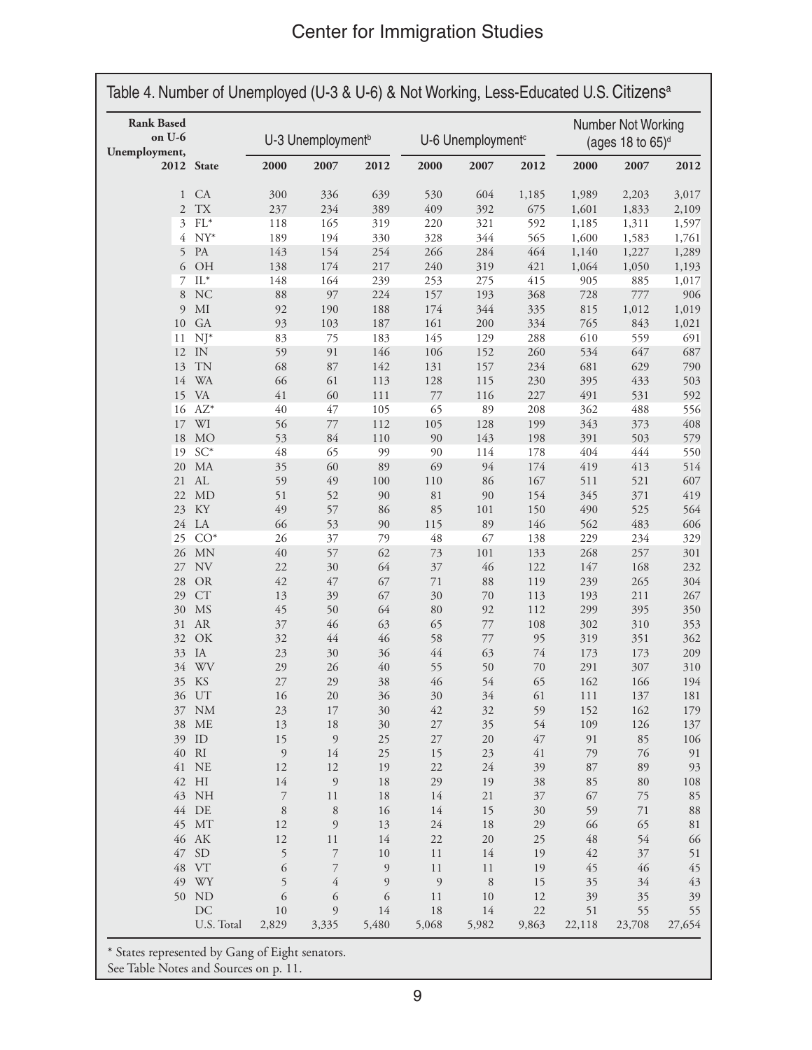## Table 4. Number of Unemployed (U-3 & U-6) & Not Working, Less-Educated U.S. Citizens[a]

| Rank Based on U-6 Unemployment, 2012 | State | U-3 Unemployment[b] | | | U-6 Unemployment[c] | | | Number Not Working (ages 18 to 65)[d] | | |
|---|---|---|---|---|---|---|---|---|---|---|
| | | 2000 | 2007 | 2012 | 2000 | 2007 | 2012 | 2000 | 2007 | 2012 |
| 1 | CA | 300 | 336 | 639 | 530 | 604 | 1,185 | 1,989 | 2,203 | 3,017 |
| 2 | TX | 237 | 234 | 389 | 409 | 392 | 675 | 1,601 | 1,833 | 2,109 |
| 3 | FL* | 118 | 165 | 319 | 220 | 321 | 592 | 1,185 | 1,311 | 1,597 |
| 4 | NY* | 189 | 194 | 330 | 328 | 344 | 565 | 1,600 | 1,583 | 1,761 |
| 5 | PA | 143 | 154 | 254 | 266 | 284 | 464 | 1,140 | 1,227 | 1,289 |
| 6 | OH | 138 | 174 | 217 | 240 | 319 | 421 | 1,064 | 1,050 | 1,193 |
| 7 | IL* | 148 | 164 | 239 | 253 | 275 | 415 | 905 | 885 | 1,017 |
| 8 | NC | 88 | 97 | 224 | 157 | 193 | 368 | 728 | 777 | 906 |
| 9 | MI | 92 | 190 | 188 | 174 | 344 | 335 | 815 | 1,012 | 1,019 |
| 10 | GA | 93 | 103 | 187 | 161 | 200 | 334 | 765 | 843 | 1,021 |
| 11 | NJ* | 83 | 75 | 183 | 145 | 129 | 288 | 610 | 559 | 691 |
| 12 | IN | 59 | 91 | 146 | 106 | 152 | 260 | 534 | 647 | 687 |
| 13 | TN | 68 | 87 | 142 | 131 | 157 | 234 | 681 | 629 | 790 |
| 14 | WA | 66 | 61 | 113 | 128 | 115 | 230 | 395 | 433 | 503 |
| 15 | VA | 41 | 60 | 111 | 77 | 116 | 227 | 491 | 531 | 592 |
| 16 | AZ* | 40 | 47 | 105 | 65 | 89 | 208 | 362 | 488 | 556 |
| 17 | WI | 56 | 77 | 112 | 105 | 128 | 199 | 343 | 373 | 408 |
| 18 | MO | 53 | 84 | 110 | 90 | 143 | 198 | 391 | 503 | 579 |
| 19 | SC* | 48 | 65 | 99 | 90 | 114 | 178 | 404 | 444 | 550 |
| 20 | MA | 35 | 60 | 89 | 69 | 94 | 174 | 419 | 413 | 514 |
| 21 | AL | 59 | 49 | 100 | 110 | 86 | 167 | 511 | 521 | 607 |
| 22 | MD | 51 | 52 | 90 | 81 | 90 | 154 | 345 | 371 | 419 |
| 23 | KY | 49 | 57 | 86 | 85 | 101 | 150 | 490 | 525 | 564 |
| 24 | LA | 66 | 53 | 90 | 115 | 89 | 146 | 562 | 483 | 606 |
| 25 | CO* | 26 | 37 | 79 | 48 | 67 | 138 | 229 | 234 | 329 |
| 26 | MN | 40 | 57 | 62 | 73 | 101 | 133 | 268 | 257 | 301 |
| 27 | NV | 22 | 30 | 64 | 37 | 46 | 122 | 147 | 168 | 232 |
| 28 | OR | 42 | 47 | 67 | 71 | 88 | 119 | 239 | 265 | 304 |
| 29 | CT | 13 | 39 | 67 | 30 | 70 | 113 | 193 | 211 | 267 |
| 30 | MS | 45 | 50 | 64 | 80 | 92 | 112 | 299 | 395 | 350 |
| 31 | AR | 37 | 46 | 63 | 65 | 77 | 108 | 302 | 310 | 353 |
| 32 | OK | 32 | 44 | 46 | 58 | 77 | 95 | 319 | 351 | 362 |
| 33 | IA | 23 | 30 | 36 | 44 | 63 | 74 | 173 | 173 | 209 |
| 34 | WV | 29 | 26 | 40 | 55 | 50 | 70 | 291 | 307 | 310 |
| 35 | KS | 27 | 29 | 38 | 46 | 54 | 65 | 162 | 166 | 194 |
| 36 | UT | 16 | 20 | 36 | 30 | 34 | 61 | 111 | 137 | 181 |
| 37 | NM | 23 | 17 | 30 | 42 | 32 | 59 | 152 | 162 | 179 |
| 38 | ME | 13 | 18 | 30 | 27 | 35 | 54 | 109 | 126 | 137 |
| 39 | ID | 15 | 9 | 25 | 27 | 20 | 47 | 91 | 85 | 106 |
| 40 | RI | 9 | 14 | 25 | 15 | 23 | 41 | 79 | 76 | 91 |
| 41 | NE | 12 | 12 | 19 | 22 | 24 | 39 | 87 | 89 | 93 |
| 42 | HI | 14 | 9 | 18 | 29 | 19 | 38 | 85 | 80 | 108 |
| 43 | NH | 7 | 11 | 18 | 14 | 21 | 37 | 67 | 75 | 85 |
| 44 | DE | 8 | 8 | 16 | 14 | 15 | 30 | 59 | 71 | 88 |
| 45 | MT | 12 | 9 | 13 | 24 | 18 | 29 | 66 | 65 | 81 |
| 46 | AK | 12 | 11 | 14 | 22 | 20 | 25 | 48 | 54 | 66 |
| 47 | SD | 5 | 7 | 10 | 11 | 14 | 19 | 42 | 37 | 51 |
| 48 | VT | 6 | 7 | 9 | 11 | 11 | 19 | 45 | 46 | 45 |
| 49 | WY | 5 | 4 | 9 | 9 | 8 | 15 | 35 | 34 | 43 |
| 50 | ND | 6 | 6 | 6 | 11 | 10 | 12 | 39 | 35 | 39 |
| | DC | 10 | 9 | 14 | 18 | 14 | 22 | 51 | 55 | 55 |
| | U.S. Total | 2,829 | 3,335 | 5,480 | 5,068 | 5,982 | 9,863 | 22,118 | 23,708 | 27,654 |

* States represented by Gang of Eight senators.

See Table Notes and Sources on p. 11.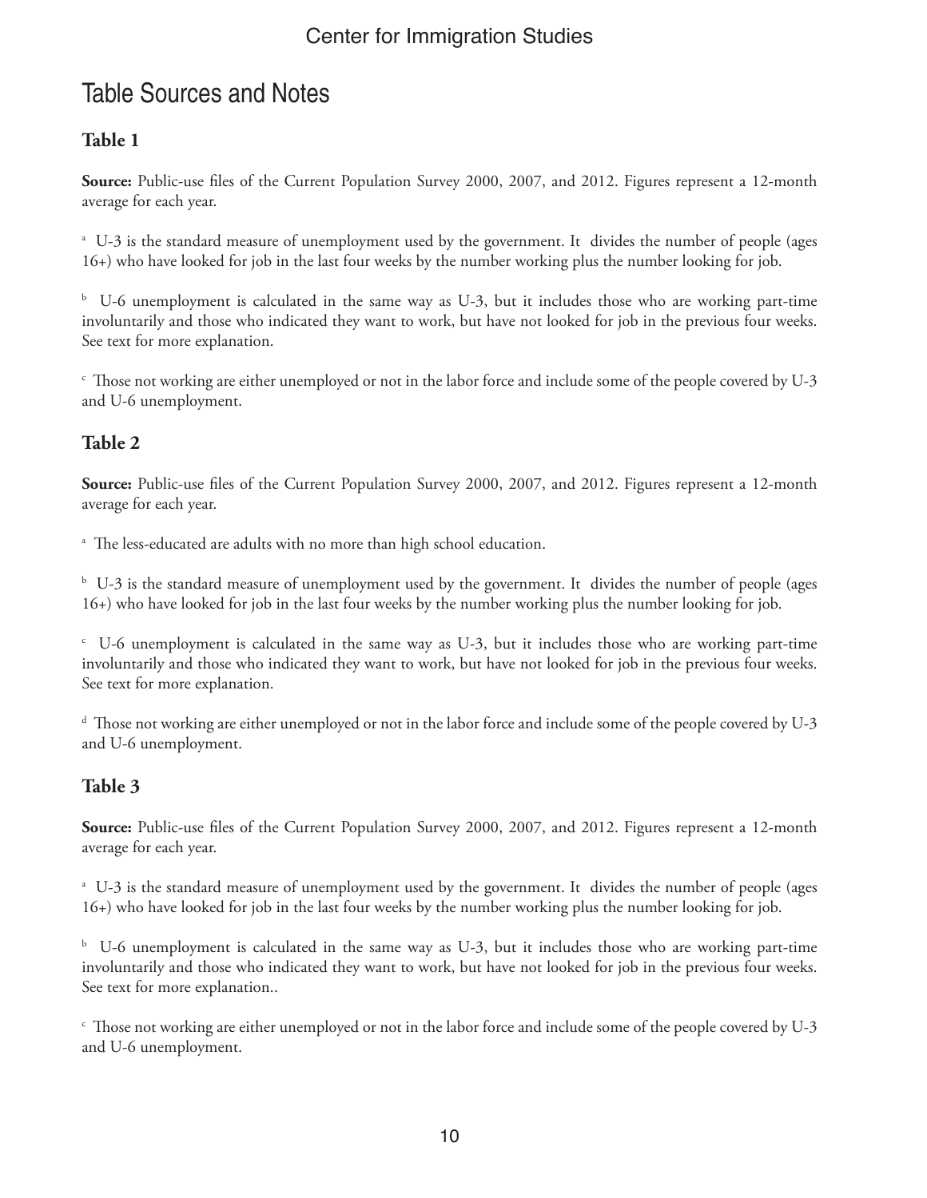# Table Sources and Notes

### Table 1

**Source:** Public-use files of the Current Population Survey 2000, 2007, and 2012. Figures represent a 12-month average for each year.

[a] U-3 is the standard measure of unemployment used by the government. It divides the number of people (ages 16+) who have looked for job in the last four weeks by the number working plus the number looking for job.

[b] U-6 unemployment is calculated in the same way as U-3, but it includes those who are working part-time involuntarily and those who indicated they want to work, but have not looked for job in the previous four weeks. See text for more explanation.

[c] Those not working are either unemployed or not in the labor force and include some of the people covered by U-3 and U-6 unemployment.

### Table 2

**Source:** Public-use files of the Current Population Survey 2000, 2007, and 2012. Figures represent a 12-month average for each year.

[a] The less-educated are adults with no more than high school education.

[b] U-3 is the standard measure of unemployment used by the government. It divides the number of people (ages 16+) who have looked for job in the last four weeks by the number working plus the number looking for job.

[c] U-6 unemployment is calculated in the same way as U-3, but it includes those who are working part-time involuntarily and those who indicated they want to work, but have not looked for job in the previous four weeks. See text for more explanation.

[d] Those not working are either unemployed or not in the labor force and include some of the people covered by U-3 and U-6 unemployment.

### Table 3

**Source:** Public-use files of the Current Population Survey 2000, 2007, and 2012. Figures represent a 12-month average for each year.

[a] U-3 is the standard measure of unemployment used by the government. It divides the number of people (ages 16+) who have looked for job in the last four weeks by the number working plus the number looking for job.

[b] U-6 unemployment is calculated in the same way as U-3, but it includes those who are working part-time involuntarily and those who indicated they want to work, but have not looked for job in the previous four weeks. See text for more explanation..

[c] Those not working are either unemployed or not in the labor force and include some of the people covered by U-3 and U-6 unemployment.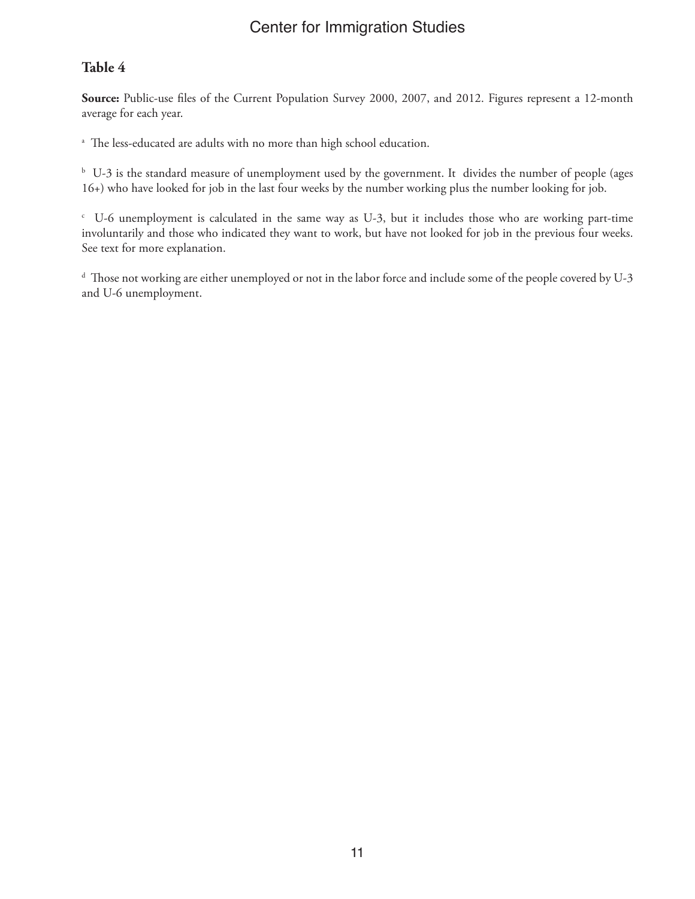### Table 4

**Source:** Public-use files of the Current Population Survey 2000, 2007, and 2012. Figures represent a 12-month average for each year.

[a] The less-educated are adults with no more than high school education.

[b] U-3 is the standard measure of unemployment used by the government. It divides the number of people (ages 16+) who have looked for job in the last four weeks by the number working plus the number looking for job.

[c] U-6 unemployment is calculated in the same way as U-3, but it includes those who are working part-time involuntarily and those who indicated they want to work, but have not looked for job in the previous four weeks. See text for more explanation.

[d] Those not working are either unemployed or not in the labor force and include some of the people covered by U-3 and U-6 unemployment.